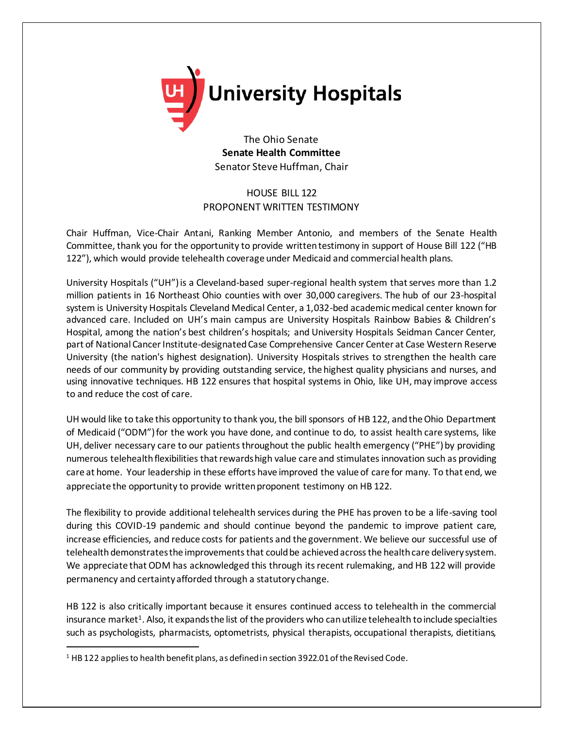University Hospitals

The Ohio Senate
**Senate Health Committee**
Senator Steve Huffman, Chair

HOUSE BILL 122
PROPONENT WRITTEN TESTIMONY

Chair Huffman, Vice-Chair Antani, Ranking Member Antonio, and members of the Senate Health Committee, thank you for the opportunity to provide written testimony in support of House Bill 122 ("HB 122"), which would provide telehealth coverage under Medicaid and commercial health plans.

University Hospitals ("UH") is a Cleveland-based super-regional health system that serves more than 1.2 million patients in 16 Northeast Ohio counties with over 30,000 caregivers. The hub of our 23-hospital system is University Hospitals Cleveland Medical Center, a 1,032-bed academic medical center known for advanced care. Included on UH's main campus are University Hospitals Rainbow Babies & Children's Hospital, among the nation's best children's hospitals; and University Hospitals Seidman Cancer Center, part of National Cancer Institute-designated Case Comprehensive Cancer Center at Case Western Reserve University (the nation's highest designation). University Hospitals strives to strengthen the health care needs of our community by providing outstanding service, the highest quality physicians and nurses, and using innovative techniques. HB 122 ensures that hospital systems in Ohio, like UH, may improve access to and reduce the cost of care.

UH would like to take this opportunity to thank you, the bill sponsors of HB 122, and the Ohio Department of Medicaid ("ODM") for the work you have done, and continue to do, to assist health care systems, like UH, deliver necessary care to our patients throughout the public health emergency ("PHE") by providing numerous telehealth flexibilities that rewards high value care and stimulates innovation such as providing care at home. Your leadership in these efforts have improved the value of care for many. To that end, we appreciate the opportunity to provide written proponent testimony on HB 122.

The flexibility to provide additional telehealth services during the PHE has proven to be a life-saving tool during this COVID-19 pandemic and should continue beyond the pandemic to improve patient care, increase efficiencies, and reduce costs for patients and the government. We believe our successful use of telehealth demonstrates the improvements that could be achieved across the health care delivery system. We appreciate that ODM has acknowledged this through its recent rulemaking, and HB 122 will provide permanency and certainty afforded through a statutory change.

HB 122 is also critically important because it ensures continued access to telehealth in the commercial insurance market[1]. Also, it expands the list of the providers who can utilize telehealth to include specialties such as psychologists, pharmacists, optometrists, physical therapists, occupational therapists, dietitians,

[1] HB 122 applies to health benefit plans, as defined in section 3922.01 of the Revised Code.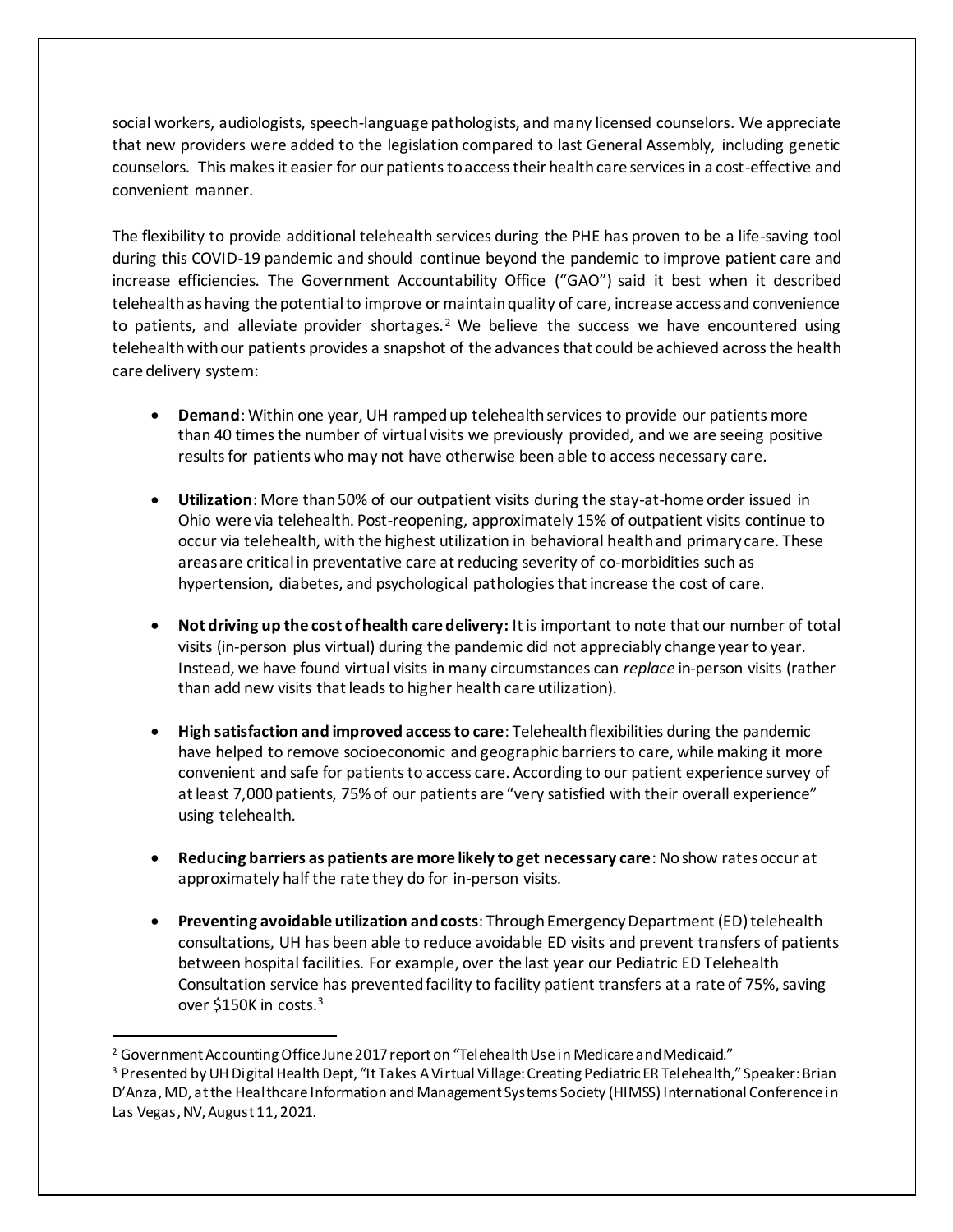social workers, audiologists, speech-language pathologists, and many licensed counselors. We appreciate that new providers were added to the legislation compared to last General Assembly, including genetic counselors. This makes it easier for our patients to access their health care services in a cost-effective and convenient manner.

The flexibility to provide additional telehealth services during the PHE has proven to be a life-saving tool during this COVID-19 pandemic and should continue beyond the pandemic to improve patient care and increase efficiencies. The Government Accountability Office ("GAO") said it best when it described telehealth as having the potential to improve or maintain quality of care, increase access and convenience to patients, and alleviate provider shortages.[2] We believe the success we have encountered using telehealth with our patients provides a snapshot of the advances that could be achieved across the health care delivery system:

- **Demand**: Within one year, UH ramped up telehealth services to provide our patients more than 40 times the number of virtual visits we previously provided, and we are seeing positive results for patients who may not have otherwise been able to access necessary care.

- **Utilization**: More than 50% of our outpatient visits during the stay-at-home order issued in Ohio were via telehealth. Post-reopening, approximately 15% of outpatient visits continue to occur via telehealth, with the highest utilization in behavioral health and primary care. These areas are critical in preventative care at reducing severity of co-morbidities such as hypertension, diabetes, and psychological pathologies that increase the cost of care.

- **Not driving up the cost of health care delivery:** It is important to note that our number of total visits (in-person plus virtual) during the pandemic did not appreciably change year to year. Instead, we have found virtual visits in many circumstances can *replace* in-person visits (rather than add new visits that leads to higher health care utilization).

- **High satisfaction and improved access to care**: Telehealth flexibilities during the pandemic have helped to remove socioeconomic and geographic barriers to care, while making it more convenient and safe for patients to access care. According to our patient experience survey of at least 7,000 patients, 75% of our patients are "very satisfied with their overall experience" using telehealth.

- **Reducing barriers as patients are more likely to get necessary care**: No show rates occur at approximately half the rate they do for in-person visits.

- **Preventing avoidable utilization and costs**: Through Emergency Department (ED) telehealth consultations, UH has been able to reduce avoidable ED visits and prevent transfers of patients between hospital facilities. For example, over the last year our Pediatric ED Telehealth Consultation service has prevented facility to facility patient transfers at a rate of 75%, saving over $150K in costs.[3]

---

[2] Government Accounting Office June 2017 report on "Telehealth Use in Medicare and Medicaid."

[3] Presented by UH Digital Health Dept, "It Takes A Virtual Village: Creating Pediatric ER Telehealth," Speaker: Brian D'Anza, MD, at the Healthcare Information and Management Systems Society (HIMSS) International Conference in Las Vegas, NV, August 11, 2021.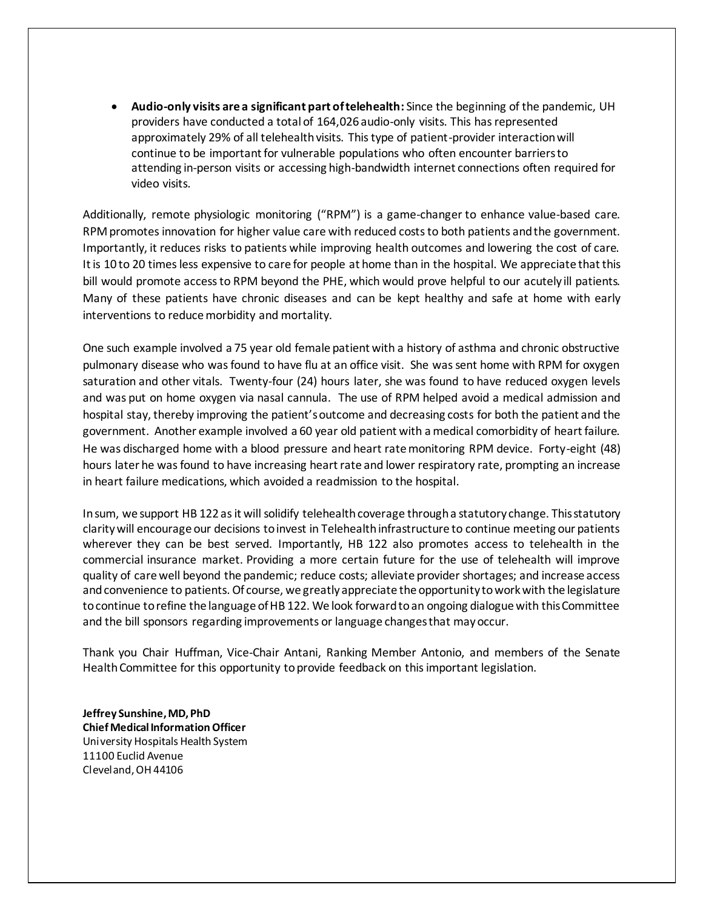- **Audio-only visits are a significant part of telehealth:** Since the beginning of the pandemic, UH providers have conducted a total of 164,026 audio-only visits. This has represented approximately 29% of all telehealth visits. This type of patient-provider interaction will continue to be important for vulnerable populations who often encounter barriers to attending in-person visits or accessing high-bandwidth internet connections often required for video visits.

Additionally, remote physiologic monitoring ("RPM") is a game-changer to enhance value-based care. RPM promotes innovation for higher value care with reduced costs to both patients and the government. Importantly, it reduces risks to patients while improving health outcomes and lowering the cost of care. It is 10 to 20 times less expensive to care for people at home than in the hospital. We appreciate that this bill would promote access to RPM beyond the PHE, which would prove helpful to our acutely ill patients. Many of these patients have chronic diseases and can be kept healthy and safe at home with early interventions to reduce morbidity and mortality.

One such example involved a 75 year old female patient with a history of asthma and chronic obstructive pulmonary disease who was found to have flu at an office visit. She was sent home with RPM for oxygen saturation and other vitals. Twenty-four (24) hours later, she was found to have reduced oxygen levels and was put on home oxygen via nasal cannula. The use of RPM helped avoid a medical admission and hospital stay, thereby improving the patient's outcome and decreasing costs for both the patient and the government. Another example involved a 60 year old patient with a medical comorbidity of heart failure. He was discharged home with a blood pressure and heart rate monitoring RPM device. Forty-eight (48) hours later he was found to have increasing heart rate and lower respiratory rate, prompting an increase in heart failure medications, which avoided a readmission to the hospital.

In sum, we support HB 122 as it will solidify telehealth coverage through a statutory change. This statutory clarity will encourage our decisions to invest in Telehealth infrastructure to continue meeting our patients wherever they can be best served. Importantly, HB 122 also promotes access to telehealth in the commercial insurance market. Providing a more certain future for the use of telehealth will improve quality of care well beyond the pandemic; reduce costs; alleviate provider shortages; and increase access and convenience to patients. Of course, we greatly appreciate the opportunity to work with the legislature to continue to refine the language of HB 122. We look forward to an ongoing dialogue with this Committee and the bill sponsors regarding improvements or language changes that may occur.

Thank you Chair Huffman, Vice-Chair Antani, Ranking Member Antonio, and members of the Senate Health Committee for this opportunity to provide feedback on this important legislation.

**Jeffrey Sunshine, MD, PhD**
**Chief Medical Information Officer**
University Hospitals Health System
11100 Euclid Avenue
Cleveland, OH 44106